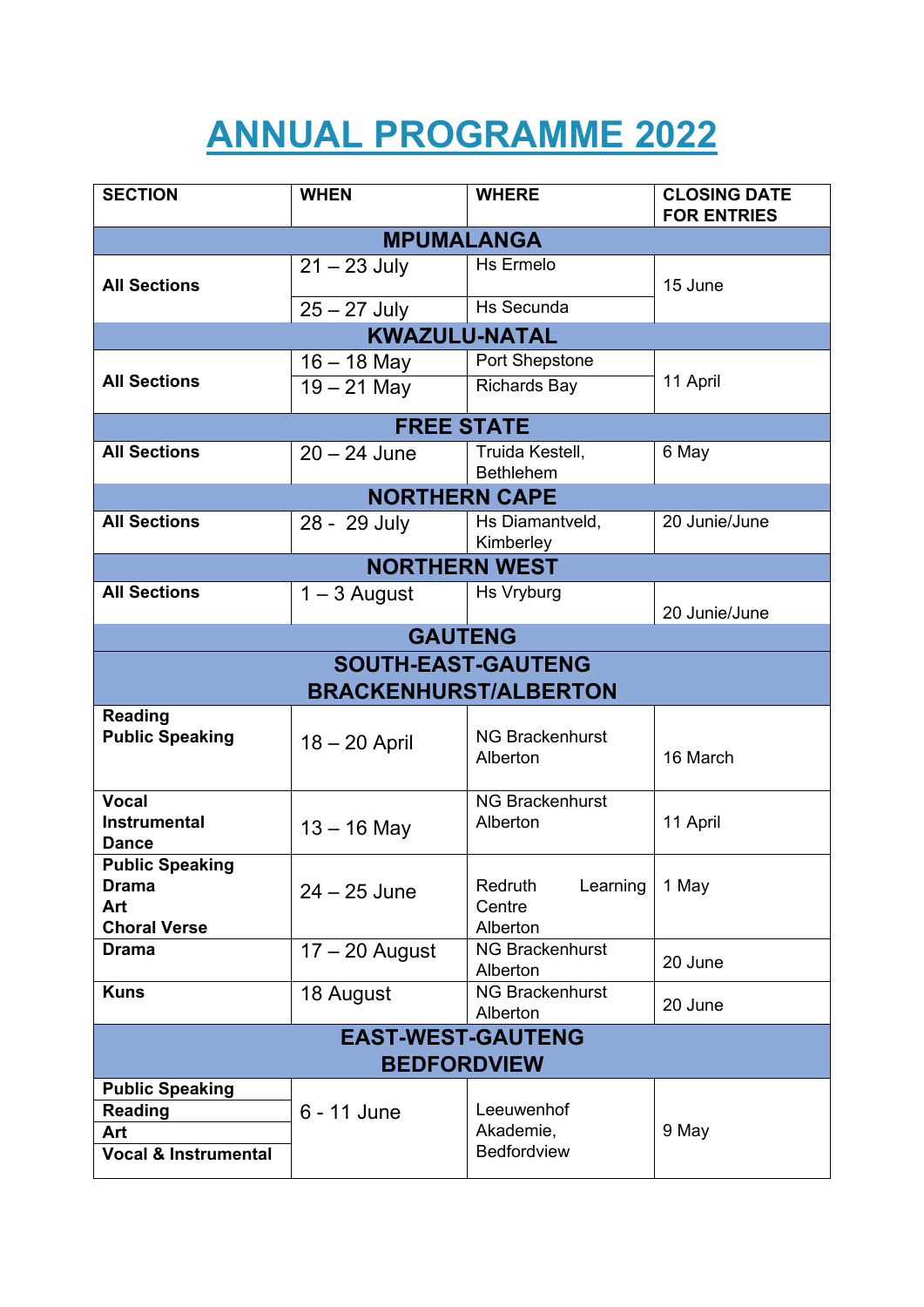# ANNUAL PROGRAMME 2022

| SECTION | WHEN | WHERE | CLOSING DATE FOR ENTRIES |
|---|---|---|---|
| **MPUMALANGA** | | | |
| **All Sections** | 21 – 23 July | Hs Ermelo | 15 June |
| | 25 – 27 July | Hs Secunda | |
| **KWAZULU-NATAL** | | | |
| **All Sections** | 16 – 18 May | Port Shepstone | 11 April |
| | 19 – 21 May | Richards Bay | |
| **FREE STATE** | | | |
| **All Sections** | 20 – 24 June | Truida Kestell, Bethlehem | 6 May |
| **NORTHERN CAPE** | | | |
| **All Sections** | 28 - 29 July | Hs Diamantveld, Kimberley | 20 Junie/June |
| **NORTHERN WEST** | | | |
| **All Sections** | 1 – 3 August | Hs Vryburg | 20 Junie/June |
| **GAUTENG** | | | |
| **SOUTH-EAST-GAUTENG BRACKENHURST/ALBERTON** | | | |
| **Reading**<br>**Public Speaking** | 18 – 20 April | NG Brackenhurst Alberton | 16 March |
| **Vocal**<br>**Instrumental**<br>**Dance** | 13 – 16 May | NG Brackenhurst Alberton | 11 April |
| **Public Speaking**<br>**Drama**<br>**Art**<br>**Choral Verse** | 24 – 25 June | Redruth Learning Centre Alberton | 1 May |
| **Drama** | 17 – 20 August | NG Brackenhurst Alberton | 20 June |
| **Kuns** | 18 August | NG Brackenhurst Alberton | 20 June |
| **EAST-WEST-GAUTENG BEDFORDVIEW** | | | |
| **Public Speaking**<br>**Reading**<br>**Art**<br>**Vocal & Instrumental** | 6 - 11 June | Leeuwenhof Akademie, Bedfordview | 9 May |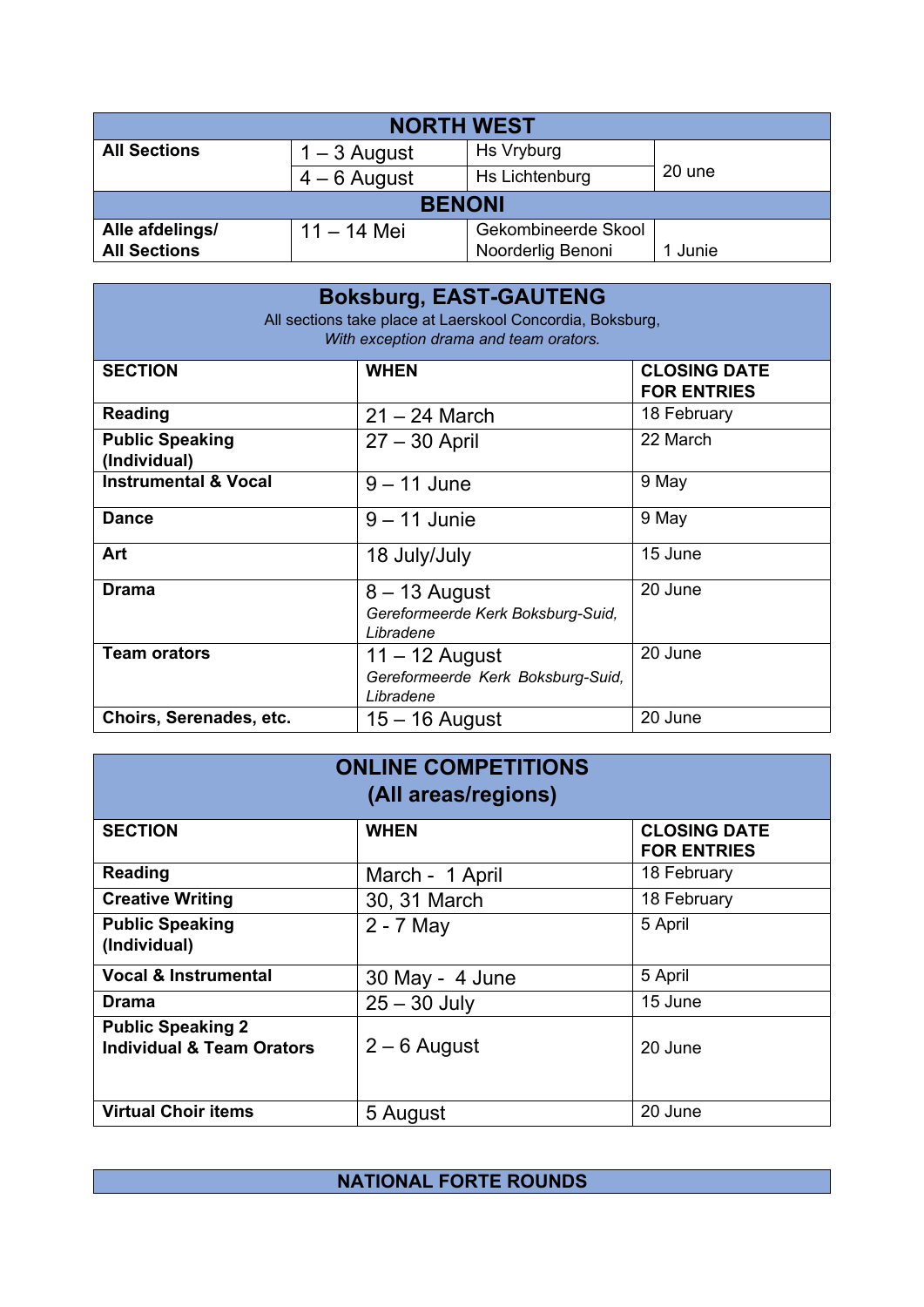| NORTH WEST | | | |
|---|---|---|---|
| **All Sections** | 1 – 3 August | Hs Vryburg | 20 une |
| | 4 – 6 August | Hs Lichtenburg | |
| **BENONI** | | | |
| **Alle afdelings/ All Sections** | 11 – 14 Mei | Gekombineerde Skool Noorderlig Benoni | 1 Junie |

| **Boksburg, EAST-GAUTENG**<br>All sections take place at Laerskool Concordia, Boksburg,<br>*With exception drama and team orators.* | | |
|---|---|---|
| **SECTION** | **WHEN** | **CLOSING DATE FOR ENTRIES** |
| **Reading** | 21 – 24 March | 18 February |
| **Public Speaking (Individual)** | 27 – 30 April | 22 March |
| **Instrumental & Vocal** | 9 – 11 June | 9 May |
| **Dance** | 9 – 11 Junie | 9 May |
| **Art** | 18 July/July | 15 June |
| **Drama** | 8 – 13 August<br>*Gereformeerde Kerk Boksburg-Suid, Libradene* | 20 June |
| **Team orators** | 11 – 12 August<br>*Gereformeerde Kerk Boksburg-Suid, Libradene* | 20 June |
| **Choirs, Serenades, etc.** | 15 – 16 August | 20 June |

| **ONLINE COMPETITIONS (All areas/regions)** | | |
|---|---|---|
| **SECTION** | **WHEN** | **CLOSING DATE FOR ENTRIES** |
| **Reading** | March - 1 April | 18 February |
| **Creative Writing** | 30, 31 March | 18 February |
| **Public Speaking (Individual)** | 2 - 7 May | 5 April |
| **Vocal & Instrumental** | 30 May - 4 June | 5 April |
| **Drama** | 25 – 30 July | 15 June |
| **Public Speaking 2 Individual & Team Orators** | 2 – 6 August | 20 June |
| **Virtual Choir items** | 5 August | 20 June |

| **NATIONAL FORTE ROUNDS** |
|---|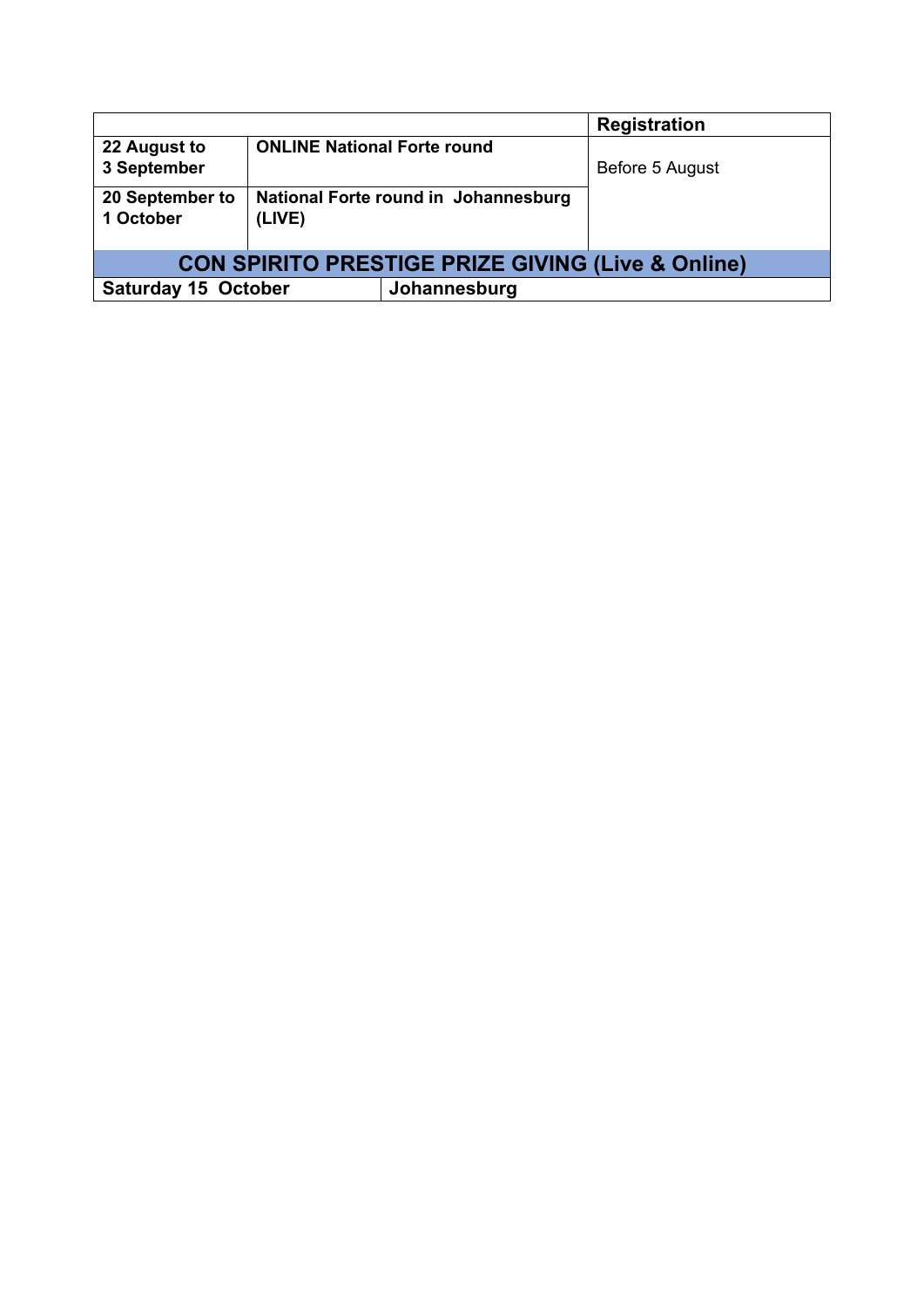| | | Registration |
|---|---|---|
| **22 August to 3 September** | **ONLINE National Forte round** | Before 5 August |
| **20 September to 1 October** | **National Forte round in Johannesburg (LIVE)** | |

**CON SPIRITO PRESTIGE PRIZE GIVING (Live & Online)**

| | |
|---|---|
| **Saturday 15 October** | **Johannesburg** |